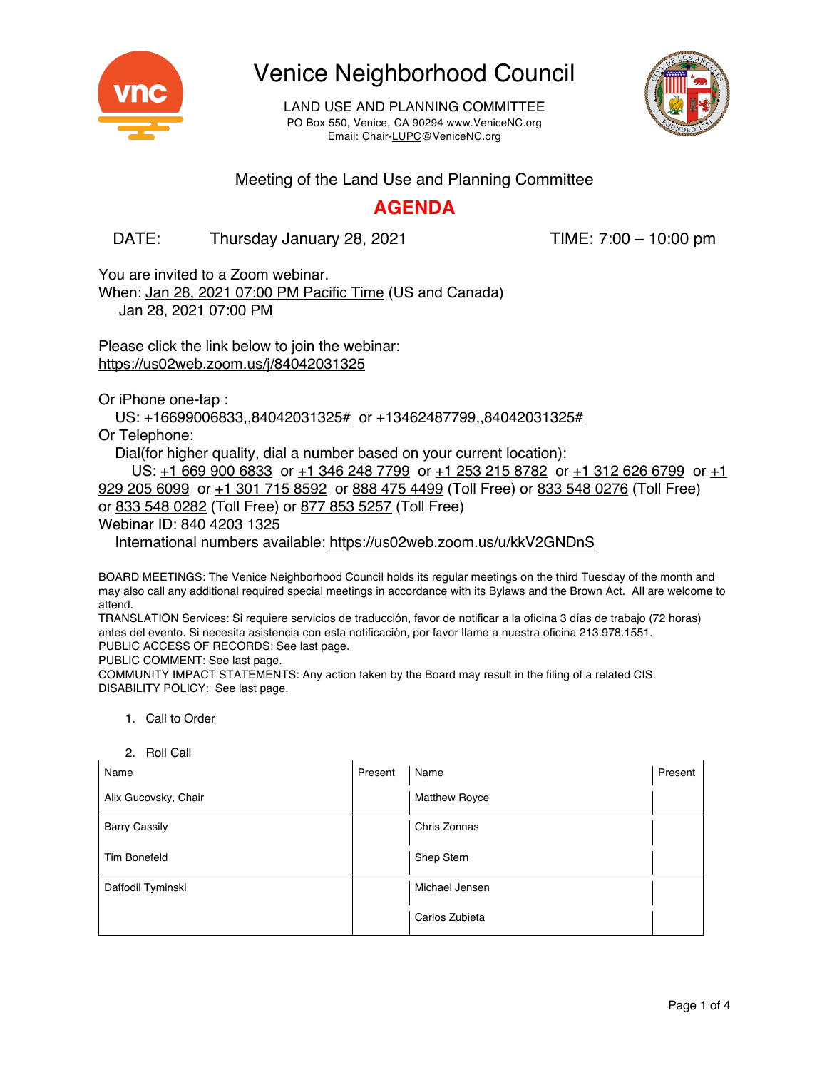# Venice Neighborhood Council

LAND USE AND PLANNING COMMITTEE
PO Box 550, Venice, CA 90294 www.VeniceNC.org
Email: Chair-LUPC@VeniceNC.org

## Meeting of the Land Use and Planning Committee

## AGENDA

DATE: Thursday January 28, 2021 TIME: 7:00 – 10:00 pm

You are invited to a Zoom webinar.
When: Jan 28, 2021 07:00 PM Pacific Time (US and Canada)
Jan 28, 2021 07:00 PM

Please click the link below to join the webinar:
https://us02web.zoom.us/j/84042031325

Or iPhone one-tap :
US: +16699006833,,84042031325# or +13462487799,,84042031325#
Or Telephone:
Dial(for higher quality, dial a number based on your current location):
US: +1 669 900 6833 or +1 346 248 7799 or +1 253 215 8782 or +1 312 626 6799 or +1 929 205 6099 or +1 301 715 8592 or 888 475 4499 (Toll Free) or 833 548 0276 (Toll Free) or 833 548 0282 (Toll Free) or 877 853 5257 (Toll Free)
Webinar ID: 840 4203 1325
International numbers available: https://us02web.zoom.us/u/kkV2GNDnS

BOARD MEETINGS: The Venice Neighborhood Council holds its regular meetings on the third Tuesday of the month and may also call any additional required special meetings in accordance with its Bylaws and the Brown Act. All are welcome to attend.
TRANSLATION Services: Si requiere servicios de traducción, favor de notificar a la oficina 3 días de trabajo (72 horas) antes del evento. Si necesita asistencia con esta notificación, por favor llame a nuestra oficina 213.978.1551.
PUBLIC ACCESS OF RECORDS: See last page.
PUBLIC COMMENT: See last page.
COMMUNITY IMPACT STATEMENTS: Any action taken by the Board may result in the filing of a related CIS.
DISABILITY POLICY: See last page.

1. Call to Order

2. Roll Call

| Name | Present | Name | Present |
|---|---|---|---|
| Alix Gucovsky, Chair | | Matthew Royce | |
| Barry Cassily | | Chris Zonnas | |
| Tim Bonefeld | | Shep Stern | |
| Daffodil Tyminski | | Michael Jensen | |
| | | Carlos Zubieta | |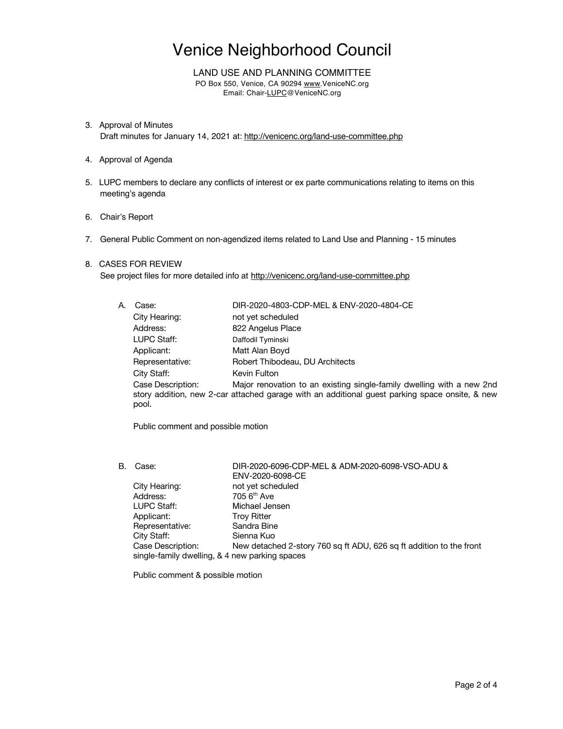# Venice Neighborhood Council

LAND USE AND PLANNING COMMITTEE
PO Box 550, Venice, CA 90294 www.VeniceNC.org
Email: Chair-LUPC@VeniceNC.org

3. Approval of Minutes
   Draft minutes for January 14, 2021 at: http://venicenc.org/land-use-committee.php

4. Approval of Agenda

5. LUPC members to declare any conflicts of interest or ex parte communications relating to items on this meeting's agenda

6. Chair's Report

7. General Public Comment on non-agendized items related to Land Use and Planning - 15 minutes

8. CASES FOR REVIEW
   See project files for more detailed info at http://venicenc.org/land-use-committee.php

   A. Case: DIR-2020-4803-CDP-MEL & ENV-2020-4804-CE
      City Hearing: not yet scheduled
      Address: 822 Angelus Place
      LUPC Staff: Daffodil Tyminski
      Applicant: Matt Alan Boyd
      Representative: Robert Thibodeau, DU Architects
      City Staff: Kevin Fulton
      Case Description: Major renovation to an existing single-family dwelling with a new 2nd story addition, new 2-car attached garage with an additional guest parking space onsite, & new pool.

      Public comment and possible motion

   B. Case: DIR-2020-6096-CDP-MEL & ADM-2020-6098-VSO-ADU & ENV-2020-6098-CE
      City Hearing: not yet scheduled
      Address: 705 6th Ave
      LUPC Staff: Michael Jensen
      Applicant: Troy Ritter
      Representative: Sandra Bine
      City Staff: Sienna Kuo
      Case Description: New detached 2-story 760 sq ft ADU, 626 sq ft addition to the front single-family dwelling, & 4 new parking spaces

      Public comment & possible motion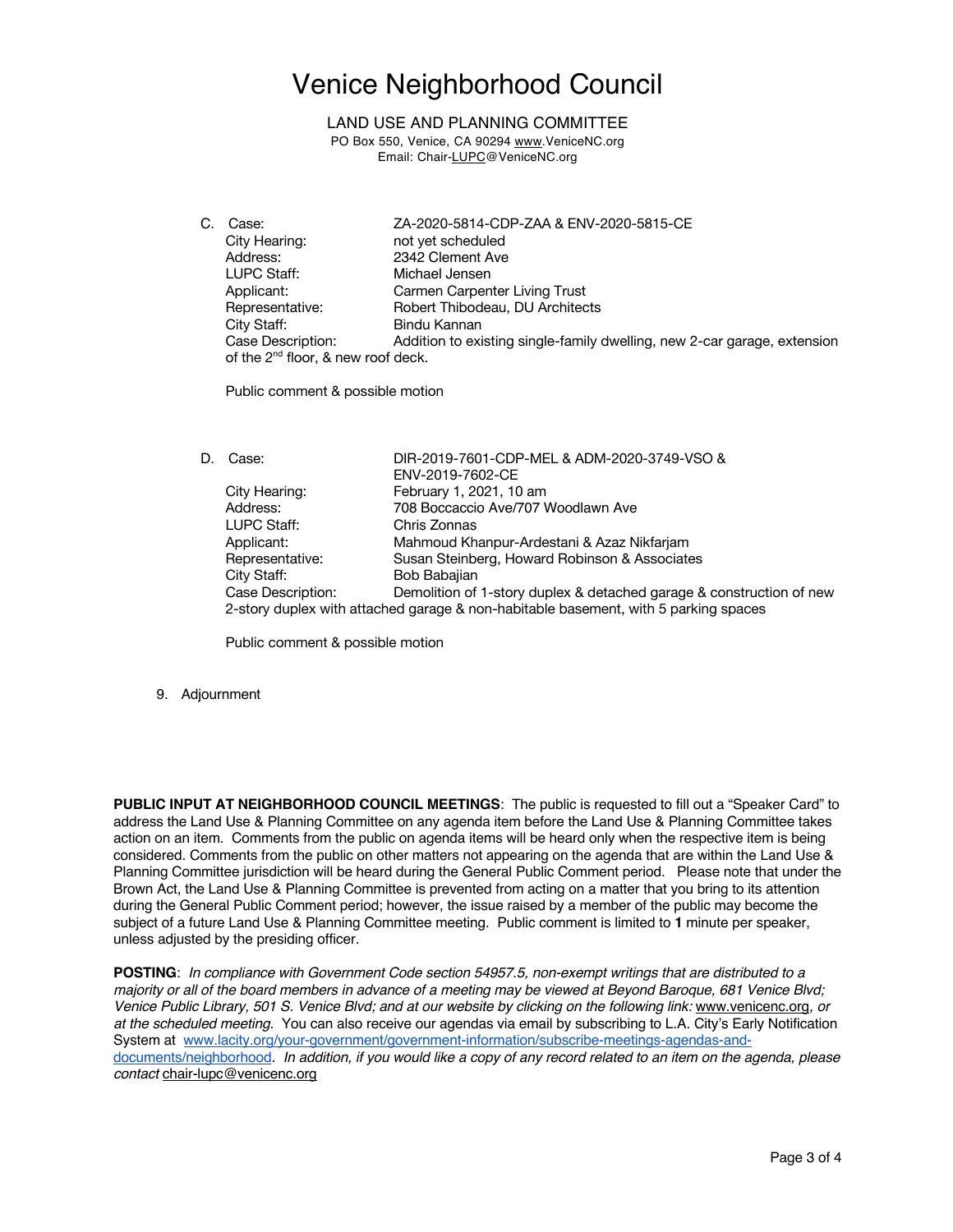# Venice Neighborhood Council

LAND USE AND PLANNING COMMITTEE
PO Box 550, Venice, CA 90294 www.VeniceNC.org
Email: Chair-LUPC@VeniceNC.org

C. Case: ZA-2020-5814-CDP-ZAA & ENV-2020-5815-CE
City Hearing: not yet scheduled
Address: 2342 Clement Ave
LUPC Staff: Michael Jensen
Applicant: Carmen Carpenter Living Trust
Representative: Robert Thibodeau, DU Architects
City Staff: Bindu Kannan
Case Description: Addition to existing single-family dwelling, new 2-car garage, extension of the 2nd floor, & new roof deck.

Public comment & possible motion

D. Case: DIR-2019-7601-CDP-MEL & ADM-2020-3749-VSO & ENV-2019-7602-CE
City Hearing: February 1, 2021, 10 am
Address: 708 Boccaccio Ave/707 Woodlawn Ave
LUPC Staff: Chris Zonnas
Applicant: Mahmoud Khanpur-Ardestani & Azaz Nikfarjam
Representative: Susan Steinberg, Howard Robinson & Associates
City Staff: Bob Babajian
Case Description: Demolition of 1-story duplex & detached garage & construction of new 2-story duplex with attached garage & non-habitable basement, with 5 parking spaces

Public comment & possible motion

9. Adjournment

**PUBLIC INPUT AT NEIGHBORHOOD COUNCIL MEETINGS**: The public is requested to fill out a "Speaker Card" to address the Land Use & Planning Committee on any agenda item before the Land Use & Planning Committee takes action on an item. Comments from the public on agenda items will be heard only when the respective item is being considered. Comments from the public on other matters not appearing on the agenda that are within the Land Use & Planning Committee jurisdiction will be heard during the General Public Comment period. Please note that under the Brown Act, the Land Use & Planning Committee is prevented from acting on a matter that you bring to its attention during the General Public Comment period; however, the issue raised by a member of the public may become the subject of a future Land Use & Planning Committee meeting. Public comment is limited to **1** minute per speaker, unless adjusted by the presiding officer.

**POSTING**: *In compliance with Government Code section 54957.5, non-exempt writings that are distributed to a majority or all of the board members in advance of a meeting may be viewed at Beyond Baroque, 681 Venice Blvd; Venice Public Library, 501 S. Venice Blvd; and at our website by clicking on the following link:* www.venicenc.org*, or at the scheduled meeting.* You can also receive our agendas via email by subscribing to L.A. City's Early Notification System at www.lacity.org/your-government/government-information/subscribe-meetings-agendas-and-documents/neighborhood. *In addition, if you would like a copy of any record related to an item on the agenda, please contact* chair-lupc@venicenc.org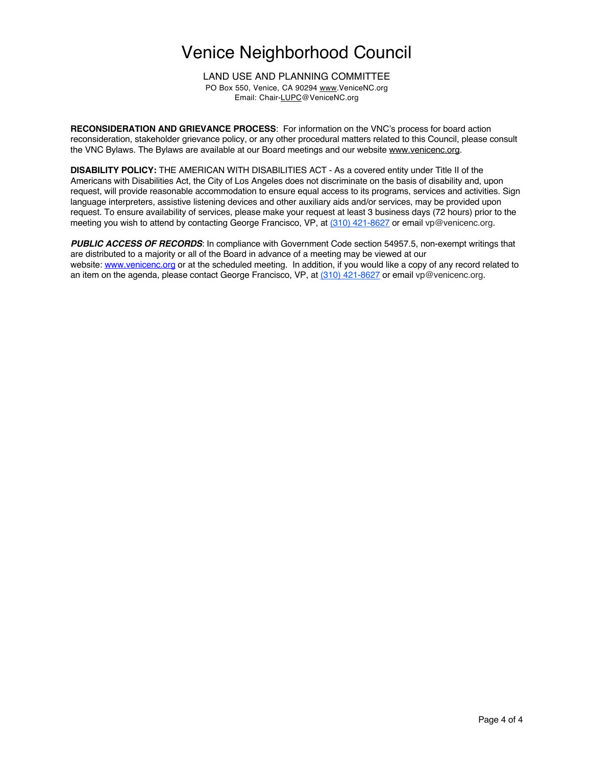# Venice Neighborhood Council

LAND USE AND PLANNING COMMITTEE
PO Box 550, Venice, CA 90294 www.VeniceNC.org
Email: Chair-LUPC@VeniceNC.org

**RECONSIDERATION AND GRIEVANCE PROCESS**: For information on the VNC's process for board action reconsideration, stakeholder grievance policy, or any other procedural matters related to this Council, please consult the VNC Bylaws. The Bylaws are available at our Board meetings and our website www.venicenc.org.

**DISABILITY POLICY:** THE AMERICAN WITH DISABILITIES ACT - As a covered entity under Title II of the Americans with Disabilities Act, the City of Los Angeles does not discriminate on the basis of disability and, upon request, will provide reasonable accommodation to ensure equal access to its programs, services and activities. Sign language interpreters, assistive listening devices and other auxiliary aids and/or services, may be provided upon request. To ensure availability of services, please make your request at least 3 business days (72 hours) prior to the meeting you wish to attend by contacting George Francisco, VP, at (310) 421-8627 or email vp@venicenc.org.

***PUBLIC ACCESS OF RECORDS***: In compliance with Government Code section 54957.5, non-exempt writings that are distributed to a majority or all of the Board in advance of a meeting may be viewed at our website: www.venicenc.org or at the scheduled meeting. In addition, if you would like a copy of any record related to an item on the agenda, please contact George Francisco, VP, at (310) 421-8627 or email vp@venicenc.org.